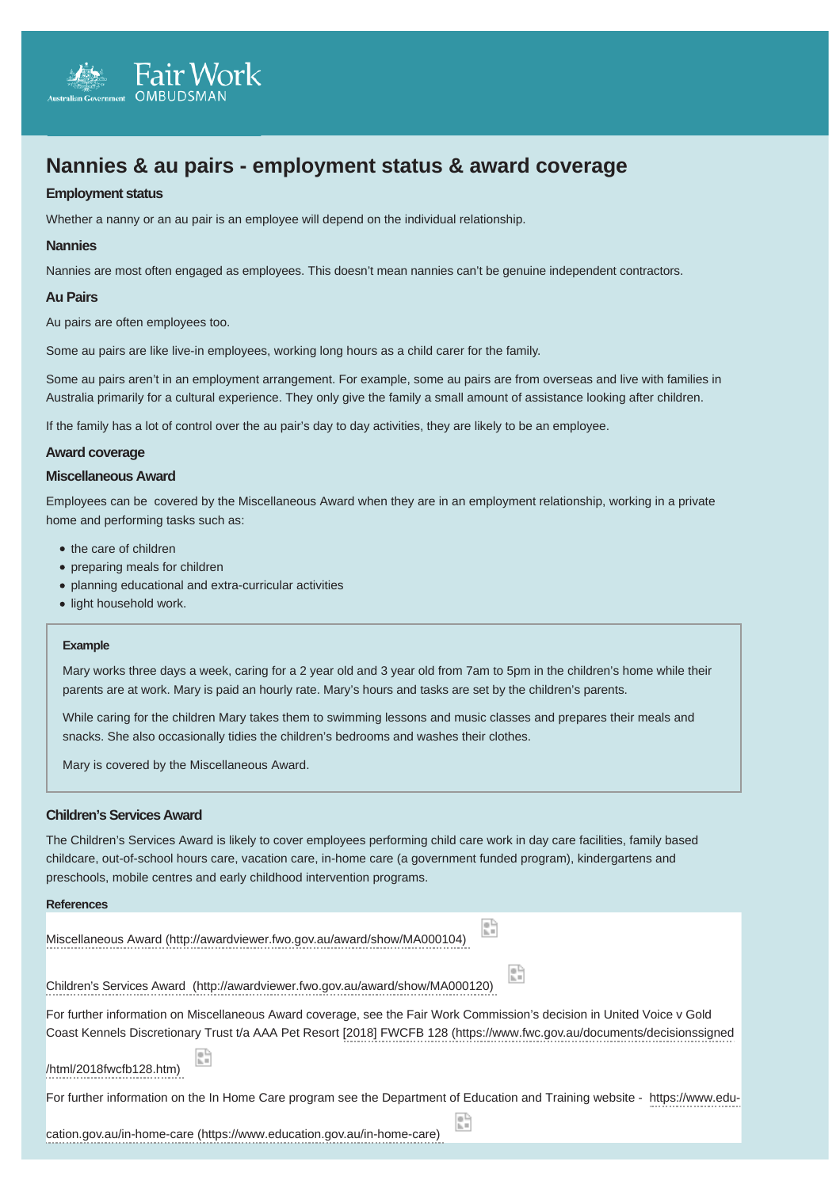# Nannies & au pairs - employment status & award coverage

### Employment status

Whether a nanny or an au pair is an employee will depend on the individual relationship.

### Nannies

Nannies are most often engaged as employees. This doesn't mean nannies can't be genuine independent contractors.

### Au Pairs

Au pairs are often employees too.

Some au pairs are like live-in employees, working long hours as a child carer for the family.

Some au pairs aren't in an employment arrangement. For example, some au pairs are from overseas and live with families in Australia primarily for a cultural experience. They only give the family a small amount of assistance looking after children.

If the family has a lot of control over the au pair's day to day activities, they are likely to be an employee.

### Award coverage

### Miscellaneous Award

Employees can be covered by the Miscellaneous Award when they are in an employment relationship, working in a private home and performing tasks such as:

- the care of children
- preparing meals for children
- planning educational and extra-curricular activities
- light household work.

> **Example**
>
> Mary works three days a week, caring for a 2 year old and 3 year old from 7am to 5pm in the children's home while their parents are at work. Mary is paid an hourly rate. Mary's hours and tasks are set by the children's parents.
>
> While caring for the children Mary takes them to swimming lessons and music classes and prepares their meals and snacks. She also occasionally tidies the children's bedrooms and washes their clothes.
>
> Mary is covered by the Miscellaneous Award.

### Children's Services Award

The Children's Services Award is likely to cover employees performing child care work in day care facilities, family based childcare, out-of-school hours care, vacation care, in-home care (a government funded program), kindergartens and preschools, mobile centres and early childhood intervention programs.

#### References

Miscellaneous Award (http://awardviewer.fwo.gov.au/award/show/MA000104)

Children's Services Award (http://awardviewer.fwo.gov.au/award/show/MA000120)

For further information on Miscellaneous Award coverage, see the Fair Work Commission's decision in United Voice v Gold Coast Kennels Discretionary Trust t/a AAA Pet Resort [2018] FWCFB 128 (https://www.fwc.gov.au/documents/decisionssigned/html/2018fwcfb128.htm)

For further information on the In Home Care program see the Department of Education and Training website - https://www.education.gov.au/in-home-care (https://www.education.gov.au/in-home-care)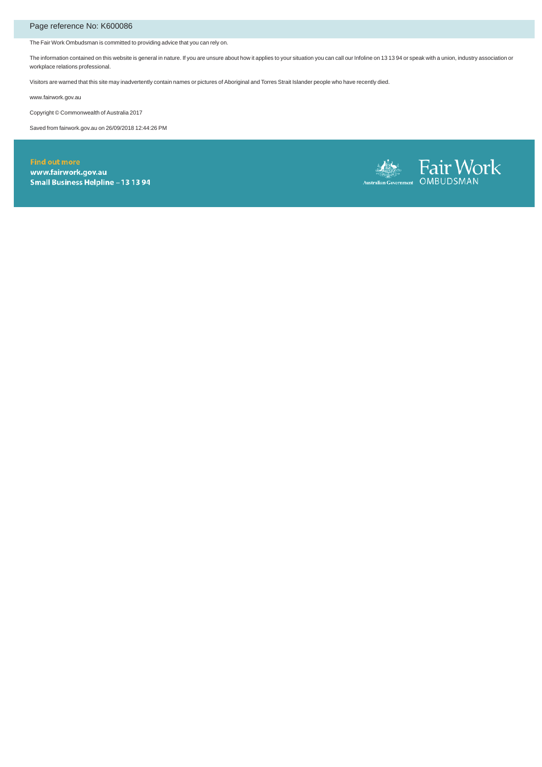Page reference No: K600086

The Fair Work Ombudsman is committed to providing advice that you can rely on.

The information contained on this website is general in nature. If you are unsure about how it applies to your situation you can call our Infoline on 13 13 94 or speak with a union, industry association or workplace relations professional.

Visitors are warned that this site may inadvertently contain names or pictures of Aboriginal and Torres Strait Islander people who have recently died.

www.fairwork.gov.au

Copyright © Commonwealth of Australia 2017

Saved from fairwork.gov.au on 26/09/2018 12:44:26 PM

**Find out more**
**www.fairwork.gov.au**
**Small Business Helpline – 13 13 94**

Australian Government
Fair Work OMBUDSMAN